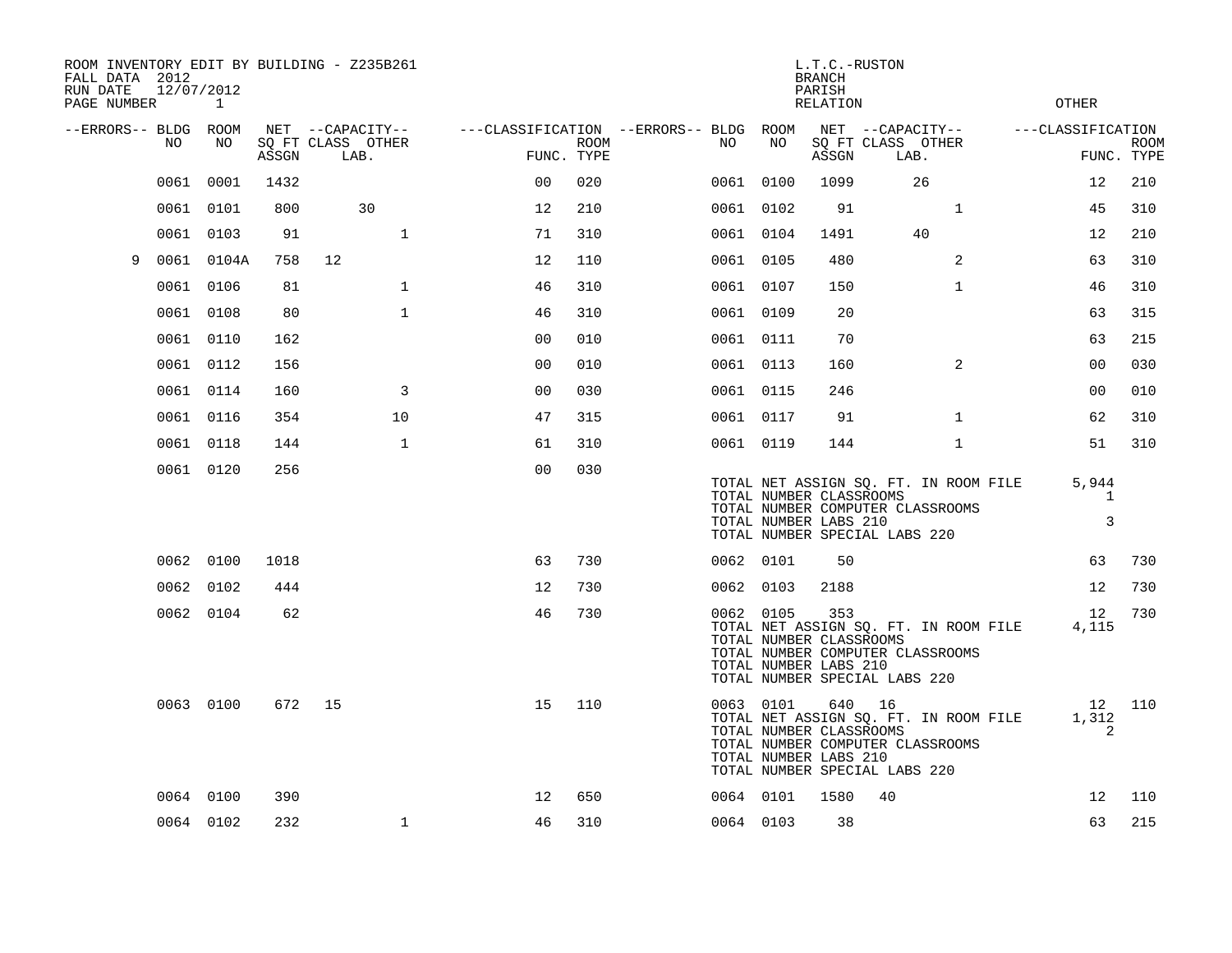ROOM INVENTORY EDIT BY BUILDING - Z235B261
FALL DATA 2012
RUN DATE 12/07/2012
PAGE NUMBER 1

L.T.C.-RUSTON
BRANCH
PARISH
RELATION
OTHER

| --ERRORS-- | BLDG NO | ROOM NO | NET SQ FT ASSGN | --CAPACITY-- CLASS | LAB. | OTHER | ---CLASSIFICATION FUNC. | ROOM TYPE | --ERRORS-- | BLDG NO | ROOM NO | NET SQ FT ASSGN | --CAPACITY-- CLASS | LAB. | OTHER | ---CLASSIFICATION FUNC. | ROOM TYPE |
|---|---|---|---|---|---|---|---|---|---|---|---|---|---|---|---|---|---|
| | 0061 | 0001 | 1432 | | | | 00 | 020 | | 0061 | 0100 | 1099 | | 26 | | 12 | 210 |
| | 0061 | 0101 | 800 | | 30 | | 12 | 210 | | 0061 | 0102 | 91 | | | 1 | 45 | 310 |
| | 0061 | 0103 | 91 | | | 1 | 71 | 310 | | 0061 | 0104 | 1491 | | 40 | | 12 | 210 |
| 9 | 0061 | 0104A | 758 | 12 | | | 12 | 110 | | 0061 | 0105 | 480 | | | 2 | 63 | 310 |
| | 0061 | 0106 | 81 | | | 1 | 46 | 310 | | 0061 | 0107 | 150 | | | 1 | 46 | 310 |
| | 0061 | 0108 | 80 | | | 1 | 46 | 310 | | 0061 | 0109 | 20 | | | | 63 | 315 |
| | 0061 | 0110 | 162 | | | | 00 | 010 | | 0061 | 0111 | 70 | | | | 63 | 215 |
| | 0061 | 0112 | 156 | | | | 00 | 010 | | 0061 | 0113 | 160 | | | 2 | 00 | 030 |
| | 0061 | 0114 | 160 | | | 3 | 00 | 030 | | 0061 | 0115 | 246 | | | | 00 | 010 |
| | 0061 | 0116 | 354 | | | 10 | 47 | 315 | | 0061 | 0117 | 91 | | | 1 | 62 | 310 |
| | 0061 | 0118 | 144 | | | 1 | 61 | 310 | | 0061 | 0119 | 144 | | | 1 | 51 | 310 |
| | 0061 | 0120 | 256 | | | | 00 | 030 | | | | | | | | | |

TOTAL NET ASSIGN SQ. FT. IN ROOM FILE 5,944
TOTAL NUMBER CLASSROOMS 1
TOTAL NUMBER COMPUTER CLASSROOMS
TOTAL NUMBER LABS 210 3
TOTAL NUMBER SPECIAL LABS 220

| --ERRORS-- | BLDG NO | ROOM NO | NET SQ FT ASSGN | --CAPACITY-- CLASS | LAB. | OTHER | ---CLASSIFICATION FUNC. | ROOM TYPE | --ERRORS-- | BLDG NO | ROOM NO | NET SQ FT ASSGN | --CAPACITY-- CLASS | LAB. | OTHER | ---CLASSIFICATION FUNC. | ROOM TYPE |
|---|---|---|---|---|---|---|---|---|---|---|---|---|---|---|---|---|---|
| | 0062 | 0100 | 1018 | | | | 63 | 730 | | 0062 | 0101 | 50 | | | | 63 | 730 |
| | 0062 | 0102 | 444 | | | | 12 | 730 | | 0062 | 0103 | 2188 | | | | 12 | 730 |
| | 0062 | 0104 | 62 | | | | 46 | 730 | | 0062 | 0105 | 353 | | | | 12 | 730 |

TOTAL NET ASSIGN SQ. FT. IN ROOM FILE 4,115
TOTAL NUMBER CLASSROOMS
TOTAL NUMBER COMPUTER CLASSROOMS
TOTAL NUMBER LABS 210
TOTAL NUMBER SPECIAL LABS 220

| --ERRORS-- | BLDG NO | ROOM NO | NET SQ FT ASSGN | --CAPACITY-- CLASS | LAB. | OTHER | ---CLASSIFICATION FUNC. | ROOM TYPE | --ERRORS-- | BLDG NO | ROOM NO | NET SQ FT ASSGN | --CAPACITY-- CLASS | LAB. | OTHER | ---CLASSIFICATION FUNC. | ROOM TYPE |
|---|---|---|---|---|---|---|---|---|---|---|---|---|---|---|---|---|---|
| | 0063 | 0100 | 672 | 15 | | | 15 | 110 | | 0063 | 0101 | 640 | 16 | | | 12 | 110 |

TOTAL NET ASSIGN SQ. FT. IN ROOM FILE 1,312
TOTAL NUMBER CLASSROOMS 2
TOTAL NUMBER COMPUTER CLASSROOMS
TOTAL NUMBER LABS 210
TOTAL NUMBER SPECIAL LABS 220

| --ERRORS-- | BLDG NO | ROOM NO | NET SQ FT ASSGN | --CAPACITY-- CLASS | LAB. | OTHER | ---CLASSIFICATION FUNC. | ROOM TYPE | --ERRORS-- | BLDG NO | ROOM NO | NET SQ FT ASSGN | --CAPACITY-- CLASS | LAB. | OTHER | ---CLASSIFICATION FUNC. | ROOM TYPE |
|---|---|---|---|---|---|---|---|---|---|---|---|---|---|---|---|---|---|
| | 0064 | 0100 | 390 | | | | 12 | 650 | | 0064 | 0101 | 1580 | 40 | | | 12 | 110 |
| | 0064 | 0102 | 232 | | | 1 | 46 | 310 | | 0064 | 0103 | 38 | | | | 63 | 215 |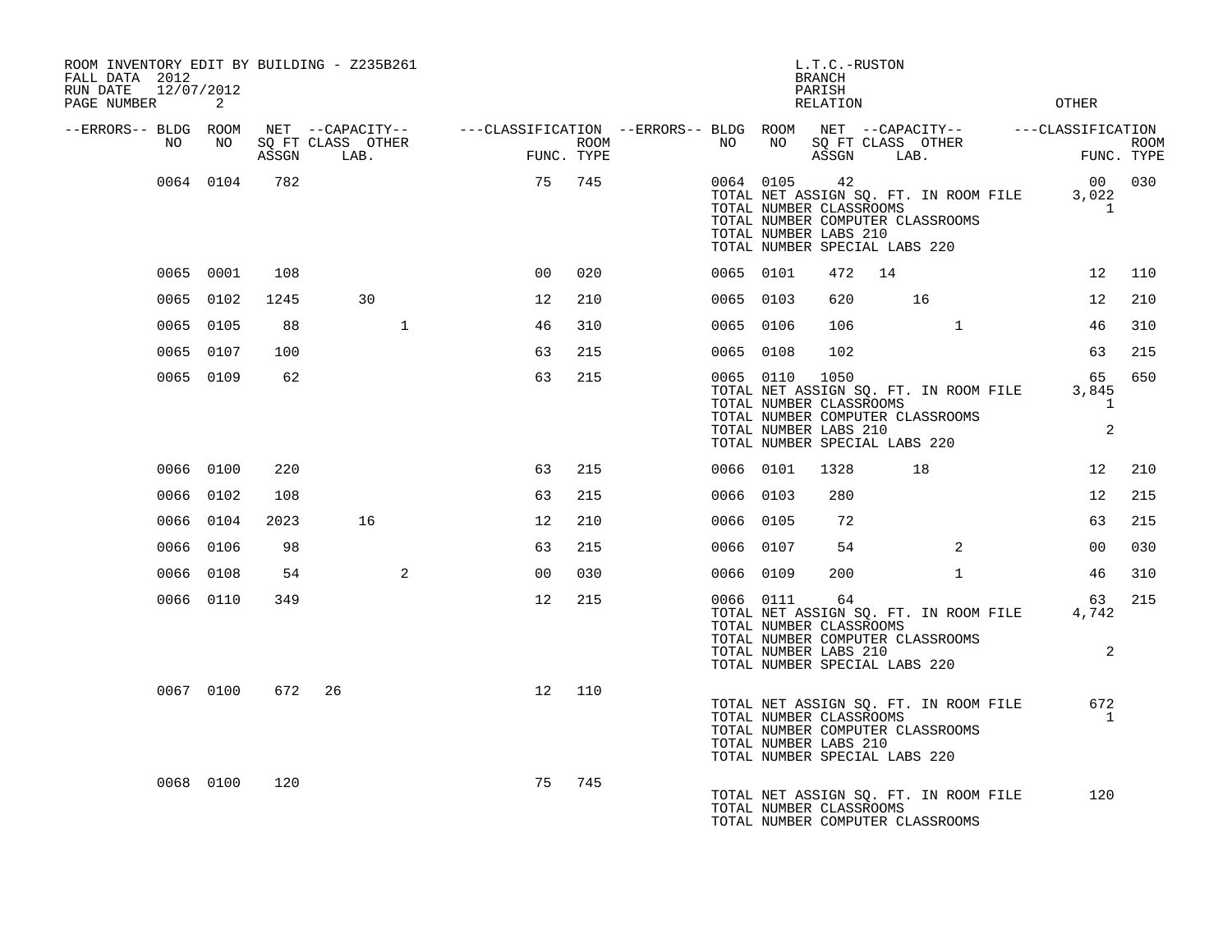ROOM INVENTORY EDIT BY BUILDING - Z235B261
FALL DATA 2012
RUN DATE 12/07/2012

L.T.C.-RUSTON
BRANCH
PARISH
RELATION
OTHER

| --ERRORS-- | BLDG NO | ROOM NO | NET SQ FT ASSGN | CAPACITY CLASS | CAPACITY LAB. | CAPACITY OTHER | CLASSIFICATION FUNC. | ROOM TYPE | --ERRORS-- | BLDG NO | ROOM NO | NET SQ FT ASSGN | CAPACITY CLASS | CAPACITY LAB. | CAPACITY OTHER | CLASSIFICATION FUNC. | ROOM TYPE |
|---|---|---|---|---|---|---|---|---|---|---|---|---|---|---|---|---|---|
| | 0064 | 0104 | 782 | | | | 75 | 745 | | 0064 | 0105 | 42 | | | | 00 | 030 |
| | | | | | | | | | | TOTAL NET ASSIGN SQ. FT. IN ROOM FILE | | | | | | 3,022 | |
| | | | | | | | | | | TOTAL NUMBER CLASSROOMS | | | | | | 1 | |
| | | | | | | | | | | TOTAL NUMBER COMPUTER CLASSROOMS | | | | | | | |
| | | | | | | | | | | TOTAL NUMBER LABS 210 | | | | | | | |
| | | | | | | | | | | TOTAL NUMBER SPECIAL LABS 220 | | | | | | | |
| | 0065 | 0001 | 108 | | | | 00 | 020 | | 0065 | 0101 | 472 | 14 | | | 12 | 110 |
| | 0065 | 0102 | 1245 | | 30 | | 12 | 210 | | 0065 | 0103 | 620 | | 16 | | 12 | 210 |
| | 0065 | 0105 | 88 | | | 1 | 46 | 310 | | 0065 | 0106 | 106 | | | 1 | 46 | 310 |
| | 0065 | 0107 | 100 | | | | 63 | 215 | | 0065 | 0108 | 102 | | | | 63 | 215 |
| | 0065 | 0109 | 62 | | | | 63 | 215 | | 0065 | 0110 | 1050 | | | | 65 | 650 |
| | | | | | | | | | | TOTAL NET ASSIGN SQ. FT. IN ROOM FILE | | | | | | 3,845 | |
| | | | | | | | | | | TOTAL NUMBER CLASSROOMS | | | | | | 1 | |
| | | | | | | | | | | TOTAL NUMBER COMPUTER CLASSROOMS | | | | | | | |
| | | | | | | | | | | TOTAL NUMBER LABS 210 | | | | | | 2 | |
| | | | | | | | | | | TOTAL NUMBER SPECIAL LABS 220 | | | | | | | |
| | 0066 | 0100 | 220 | | | | 63 | 215 | | 0066 | 0101 | 1328 | | 18 | | 12 | 210 |
| | 0066 | 0102 | 108 | | | | 63 | 215 | | 0066 | 0103 | 280 | | | | 12 | 215 |
| | 0066 | 0104 | 2023 | | 16 | | 12 | 210 | | 0066 | 0105 | 72 | | | | 63 | 215 |
| | 0066 | 0106 | 98 | | | | 63 | 215 | | 0066 | 0107 | 54 | | | 2 | 00 | 030 |
| | 0066 | 0108 | 54 | | | 2 | 00 | 030 | | 0066 | 0109 | 200 | | | 1 | 46 | 310 |
| | 0066 | 0110 | 349 | | | | 12 | 215 | | 0066 | 0111 | 64 | | | | 63 | 215 |
| | | | | | | | | | | TOTAL NET ASSIGN SQ. FT. IN ROOM FILE | | | | | | 4,742 | |
| | | | | | | | | | | TOTAL NUMBER CLASSROOMS | | | | | | | |
| | | | | | | | | | | TOTAL NUMBER COMPUTER CLASSROOMS | | | | | | | |
| | | | | | | | | | | TOTAL NUMBER LABS 210 | | | | | | 2 | |
| | | | | | | | | | | TOTAL NUMBER SPECIAL LABS 220 | | | | | | | |
| | 0067 | 0100 | 672 | 26 | | | 12 | 110 | | | | | | | | | |
| | | | | | | | | | | TOTAL NET ASSIGN SQ. FT. IN ROOM FILE | | | | | | 672 | |
| | | | | | | | | | | TOTAL NUMBER CLASSROOMS | | | | | | 1 | |
| | | | | | | | | | | TOTAL NUMBER COMPUTER CLASSROOMS | | | | | | | |
| | | | | | | | | | | TOTAL NUMBER LABS 210 | | | | | | | |
| | | | | | | | | | | TOTAL NUMBER SPECIAL LABS 220 | | | | | | | |
| | 0068 | 0100 | 120 | | | | 75 | 745 | | | | | | | | | |
| | | | | | | | | | | TOTAL NET ASSIGN SQ. FT. IN ROOM FILE | | | | | | 120 | |
| | | | | | | | | | | TOTAL NUMBER CLASSROOMS | | | | | | | |
| | | | | | | | | | | TOTAL NUMBER COMPUTER CLASSROOMS | | | | | | | |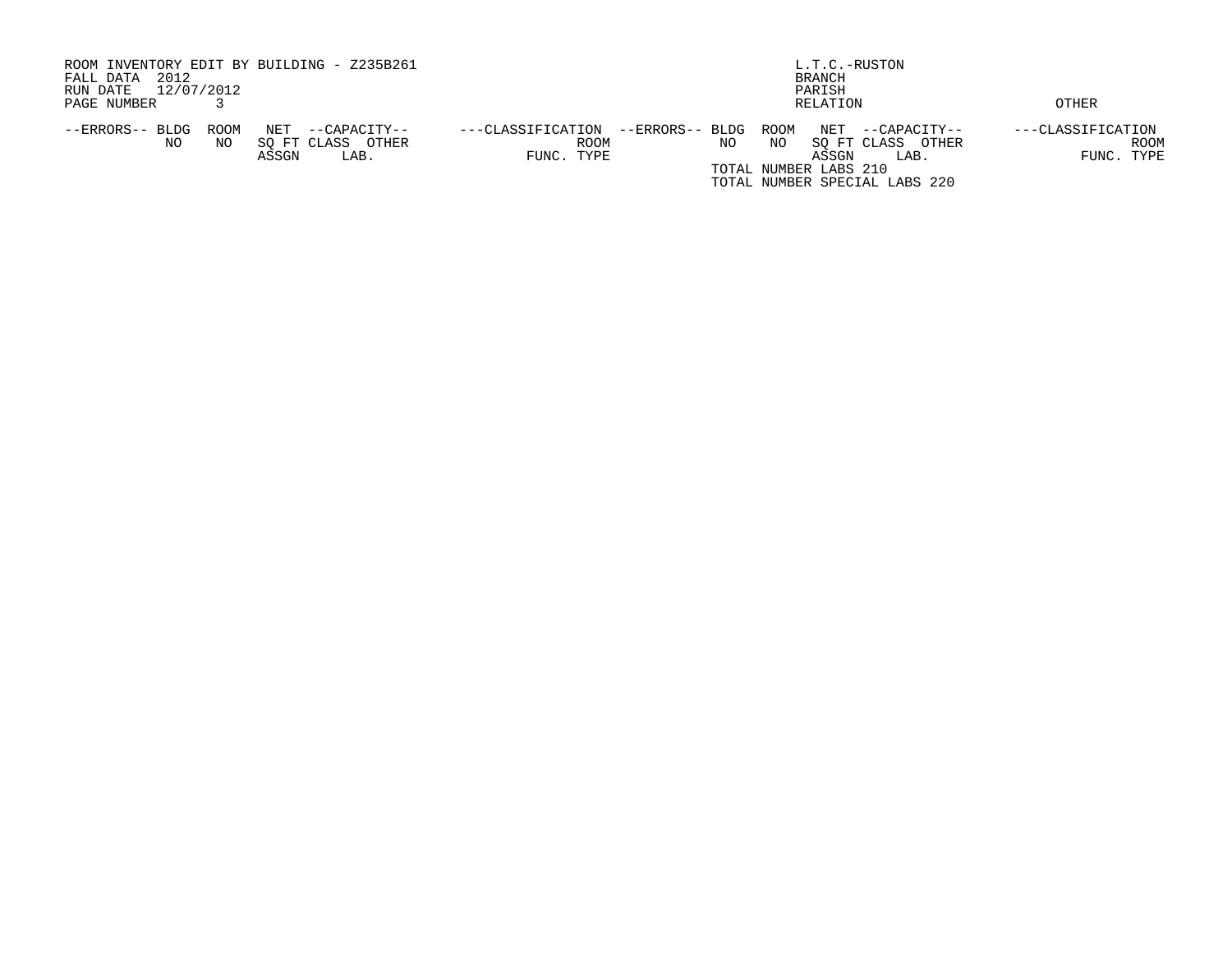ROOM INVENTORY EDIT BY BUILDING - Z235B261
FALL DATA 2012
RUN DATE 12/07/2012
PAGE NUMBER 3

L.T.C.-RUSTON
BRANCH
PARISH
RELATION

OTHER

| --ERRORS-- | BLDG NO | ROOM NO | NET SQ FT ASSGN | --CAPACITY-- CLASS | OTHER LAB. | ---CLASSIFICATION FUNC. | ROOM TYPE | --ERRORS-- | BLDG NO | ROOM NO | NET SQ FT ASSGN | --CAPACITY-- CLASS | OTHER LAB. | ---CLASSIFICATION FUNC. | ROOM TYPE |
|---|---|---|---|---|---|---|---|---|---|---|---|---|---|---|---|

TOTAL NUMBER LABS 210
TOTAL NUMBER SPECIAL LABS 220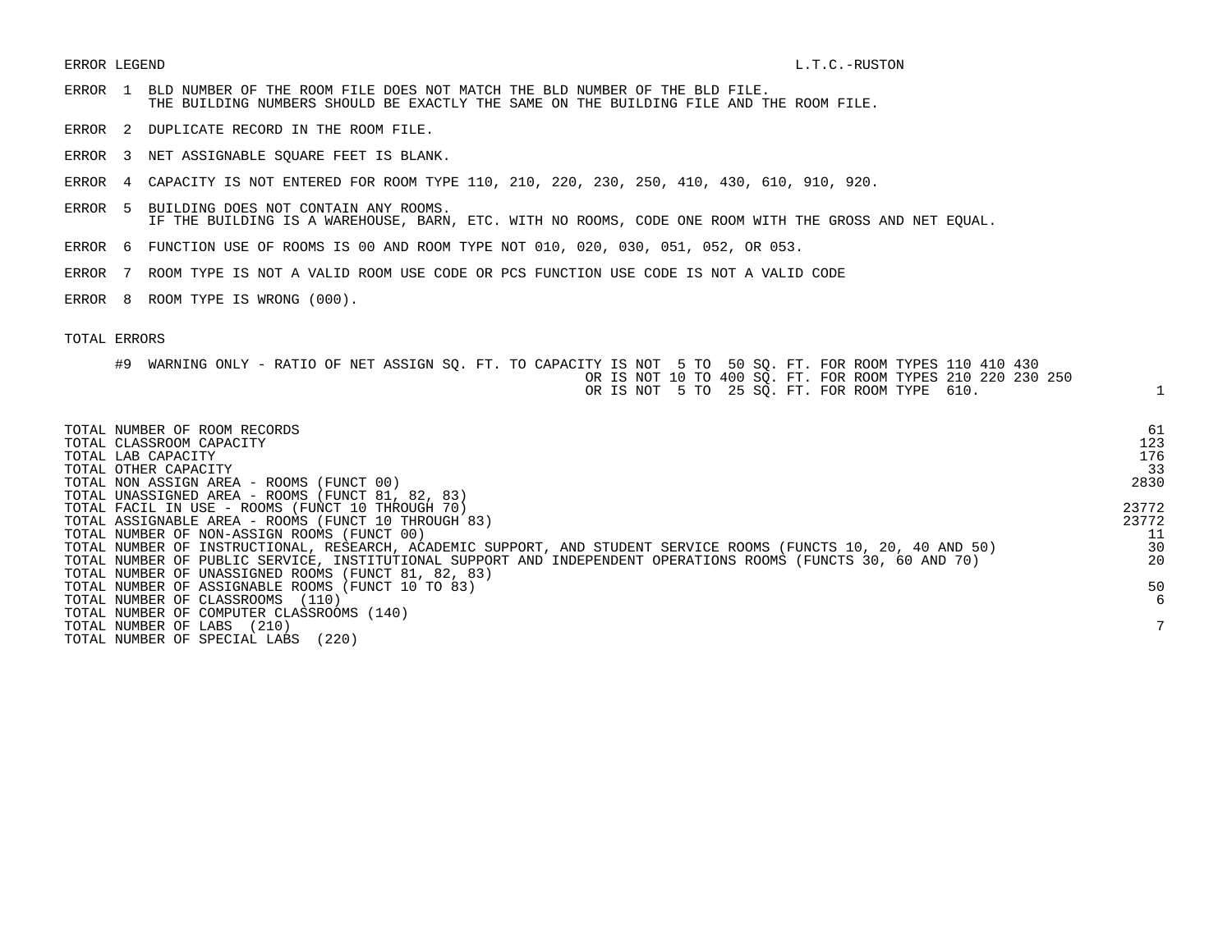ERROR LEGEND L.T.C.-RUSTON

ERROR 1 BLD NUMBER OF THE ROOM FILE DOES NOT MATCH THE BLD NUMBER OF THE BLD FILE.
THE BUILDING NUMBERS SHOULD BE EXACTLY THE SAME ON THE BUILDING FILE AND THE ROOM FILE.

ERROR 2 DUPLICATE RECORD IN THE ROOM FILE.

ERROR 3 NET ASSIGNABLE SQUARE FEET IS BLANK.

ERROR 4 CAPACITY IS NOT ENTERED FOR ROOM TYPE 110, 210, 220, 230, 250, 410, 430, 610, 910, 920.

ERROR 5 BUILDING DOES NOT CONTAIN ANY ROOMS.
IF THE BUILDING IS A WAREHOUSE, BARN, ETC. WITH NO ROOMS, CODE ONE ROOM WITH THE GROSS AND NET EQUAL.

ERROR 6 FUNCTION USE OF ROOMS IS 00 AND ROOM TYPE NOT 010, 020, 030, 051, 052, OR 053.

ERROR 7 ROOM TYPE IS NOT A VALID ROOM USE CODE OR PCS FUNCTION USE CODE IS NOT A VALID CODE

ERROR 8 ROOM TYPE IS WRONG (000).

TOTAL ERRORS

| | |
|---|---|
| #9 WARNING ONLY - RATIO OF NET ASSIGN SQ. FT. TO CAPACITY IS NOT 5 TO 50 SQ. FT. FOR ROOM TYPES 110 410 430<br>OR IS NOT 10 TO 400 SQ. FT. FOR ROOM TYPES 210 220 230 250<br>OR IS NOT 5 TO 25 SQ. FT. FOR ROOM TYPE 610. | 1 |

| | |
|---|---|
| TOTAL NUMBER OF ROOM RECORDS | 61 |
| TOTAL CLASSROOM CAPACITY | 123 |
| TOTAL LAB CAPACITY | 176 |
| TOTAL OTHER CAPACITY | 33 |
| TOTAL NON ASSIGN AREA - ROOMS (FUNCT 00) | 2830 |
| TOTAL UNASSIGNED AREA - ROOMS (FUNCT 81, 82, 83) | |
| TOTAL FACIL IN USE - ROOMS (FUNCT 10 THROUGH 70) | 23772 |
| TOTAL ASSIGNABLE AREA - ROOMS (FUNCT 10 THROUGH 83) | 23772 |
| TOTAL NUMBER OF NON-ASSIGN ROOMS (FUNCT 00) | 11 |
| TOTAL NUMBER OF INSTRUCTIONAL, RESEARCH, ACADEMIC SUPPORT, AND STUDENT SERVICE ROOMS (FUNCTS 10, 20, 40 AND 50) | 30 |
| TOTAL NUMBER OF PUBLIC SERVICE, INSTITUTIONAL SUPPORT AND INDEPENDENT OPERATIONS ROOMS (FUNCTS 30, 60 AND 70) | 20 |
| TOTAL NUMBER OF UNASSIGNED ROOMS (FUNCT 81, 82, 83) | |
| TOTAL NUMBER OF ASSIGNABLE ROOMS (FUNCT 10 TO 83) | 50 |
| TOTAL NUMBER OF CLASSROOMS (110) | 6 |
| TOTAL NUMBER OF COMPUTER CLASSROOMS (140) | |
| TOTAL NUMBER OF LABS (210) | 7 |
| TOTAL NUMBER OF SPECIAL LABS (220) | |